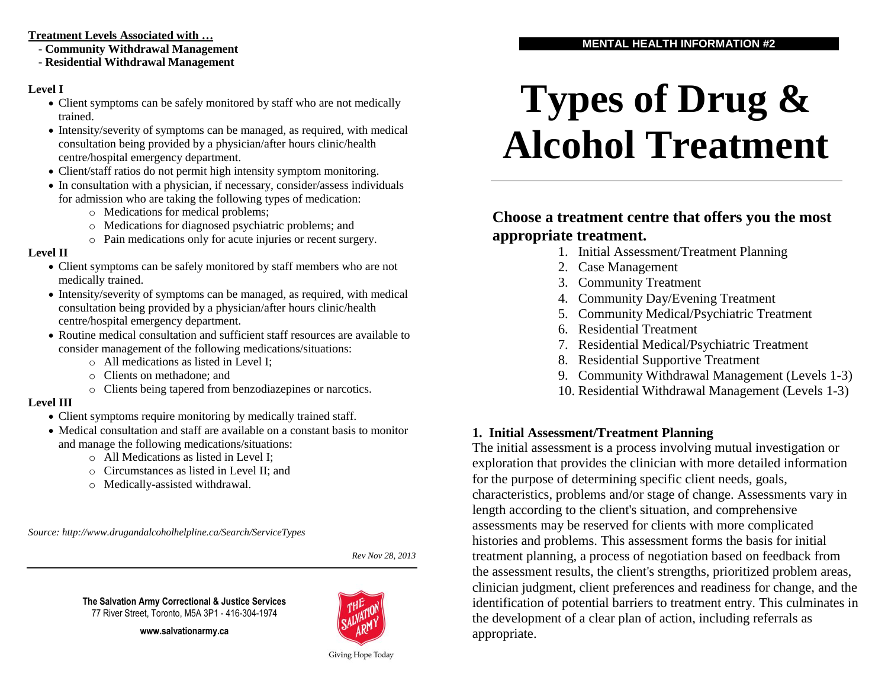**Treatment Levels Associated with …**

- **Community Withdrawal Management**
- **Residential Withdrawal Management**

**Level I**

- Client symptoms can be safely monitored by staff who are not medically trained.
- Intensity/severity of symptoms can be managed, as required, with medical consultation being provided by a physician/after hours clinic/health centre/hospital emergency department.
- Client/staff ratios do not permit high intensity symptom monitoring.
- In consultation with a physician, if necessary, consider/assess individuals for admission who are taking the following types of medication:
  - Medications for medical problems;
  - Medications for diagnosed psychiatric problems; and
  - Pain medications only for acute injuries or recent surgery.

**Level II**

- Client symptoms can be safely monitored by staff members who are not medically trained.
- Intensity/severity of symptoms can be managed, as required, with medical consultation being provided by a physician/after hours clinic/health centre/hospital emergency department.
- Routine medical consultation and sufficient staff resources are available to consider management of the following medications/situations:
  - All medications as listed in Level I;
  - Clients on methadone; and
  - Clients being tapered from benzodiazepines or narcotics.

**Level III**

- Client symptoms require monitoring by medically trained staff.
- Medical consultation and staff are available on a constant basis to monitor and manage the following medications/situations:
  - All Medications as listed in Level I;
  - Circumstances as listed in Level II; and
  - Medically-assisted withdrawal.

*Source: http://www.drugandalcoholhelpline.ca/Search/ServiceTypes*

*Rev Nov 28, 2013*

**The Salvation Army Correctional & Justice Services**
77 River Street, Toronto, M5A 3P1 - 416-304-1974

**www.salvationarmy.ca**

Giving Hope Today

**MENTAL HEALTH INFORMATION #2**

# Types of Drug & Alcohol Treatment

## Choose a treatment centre that offers you the most appropriate treatment.

1. Initial Assessment/Treatment Planning
2. Case Management
3. Community Treatment
4. Community Day/Evening Treatment
5. Community Medical/Psychiatric Treatment
6. Residential Treatment
7. Residential Medical/Psychiatric Treatment
8. Residential Supportive Treatment
9. Community Withdrawal Management (Levels 1-3)
10. Residential Withdrawal Management (Levels 1-3)

### 1. Initial Assessment/Treatment Planning

The initial assessment is a process involving mutual investigation or exploration that provides the clinician with more detailed information for the purpose of determining specific client needs, goals, characteristics, problems and/or stage of change. Assessments vary in length according to the client's situation, and comprehensive assessments may be reserved for clients with more complicated histories and problems. This assessment forms the basis for initial treatment planning, a process of negotiation based on feedback from the assessment results, the client's strengths, prioritized problem areas, clinician judgment, client preferences and readiness for change, and the identification of potential barriers to treatment entry. This culminates in the development of a clear plan of action, including referrals as appropriate.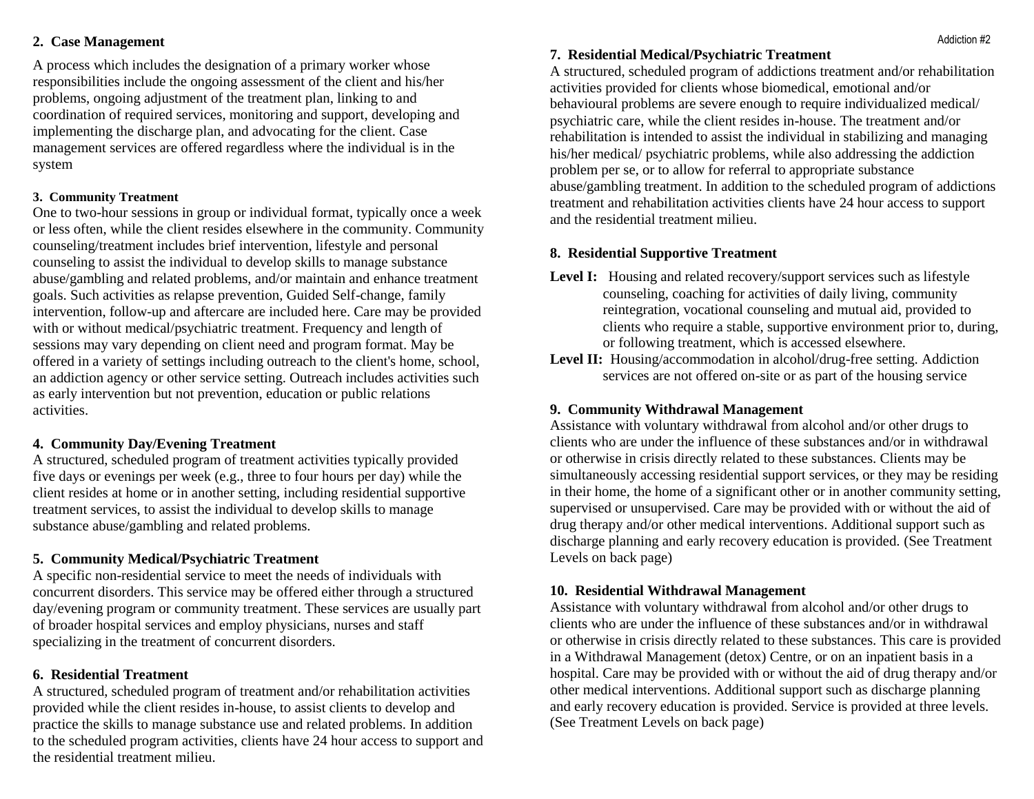## 2. Case Management

A process which includes the designation of a primary worker whose responsibilities include the ongoing assessment of the client and his/her problems, ongoing adjustment of the treatment plan, linking to and coordination of required services, monitoring and support, developing and implementing the discharge plan, and advocating for the client. Case management services are offered regardless where the individual is in the system

## 3. Community Treatment

One to two-hour sessions in group or individual format, typically once a week or less often, while the client resides elsewhere in the community. Community counseling/treatment includes brief intervention, lifestyle and personal counseling to assist the individual to develop skills to manage substance abuse/gambling and related problems, and/or maintain and enhance treatment goals. Such activities as relapse prevention, Guided Self-change, family intervention, follow-up and aftercare are included here. Care may be provided with or without medical/psychiatric treatment. Frequency and length of sessions may vary depending on client need and program format. May be offered in a variety of settings including outreach to the client's home, school, an addiction agency or other service setting. Outreach includes activities such as early intervention but not prevention, education or public relations activities.

## 4. Community Day/Evening Treatment

A structured, scheduled program of treatment activities typically provided five days or evenings per week (e.g., three to four hours per day) while the client resides at home or in another setting, including residential supportive treatment services, to assist the individual to develop skills to manage substance abuse/gambling and related problems.

## 5. Community Medical/Psychiatric Treatment

A specific non-residential service to meet the needs of individuals with concurrent disorders. This service may be offered either through a structured day/evening program or community treatment. These services are usually part of broader hospital services and employ physicians, nurses and staff specializing in the treatment of concurrent disorders.

## 6. Residential Treatment

A structured, scheduled program of treatment and/or rehabilitation activities provided while the client resides in-house, to assist clients to develop and practice the skills to manage substance use and related problems. In addition to the scheduled program activities, clients have 24 hour access to support and the residential treatment milieu.

## 7. Residential Medical/Psychiatric Treatment

A structured, scheduled program of addictions treatment and/or rehabilitation activities provided for clients whose biomedical, emotional and/or behavioural problems are severe enough to require individualized medical/ psychiatric care, while the client resides in-house. The treatment and/or rehabilitation is intended to assist the individual in stabilizing and managing his/her medical/ psychiatric problems, while also addressing the addiction problem per se, or to allow for referral to appropriate substance abuse/gambling treatment. In addition to the scheduled program of addictions treatment and rehabilitation activities clients have 24 hour access to support and the residential treatment milieu.

## 8. Residential Supportive Treatment

**Level I:** Housing and related recovery/support services such as lifestyle counseling, coaching for activities of daily living, community reintegration, vocational counseling and mutual aid, provided to clients who require a stable, supportive environment prior to, during, or following treatment, which is accessed elsewhere.

**Level II:** Housing/accommodation in alcohol/drug-free setting. Addiction services are not offered on-site or as part of the housing service

## 9. Community Withdrawal Management

Assistance with voluntary withdrawal from alcohol and/or other drugs to clients who are under the influence of these substances and/or in withdrawal or otherwise in crisis directly related to these substances. Clients may be simultaneously accessing residential support services, or they may be residing in their home, the home of a significant other or in another community setting, supervised or unsupervised. Care may be provided with or without the aid of drug therapy and/or other medical interventions. Additional support such as discharge planning and early recovery education is provided. (See Treatment Levels on back page)

## 10. Residential Withdrawal Management

Assistance with voluntary withdrawal from alcohol and/or other drugs to clients who are under the influence of these substances and/or in withdrawal or otherwise in crisis directly related to these substances. This care is provided in a Withdrawal Management (detox) Centre, or on an inpatient basis in a hospital. Care may be provided with or without the aid of drug therapy and/or other medical interventions. Additional support such as discharge planning and early recovery education is provided. Service is provided at three levels. (See Treatment Levels on back page)